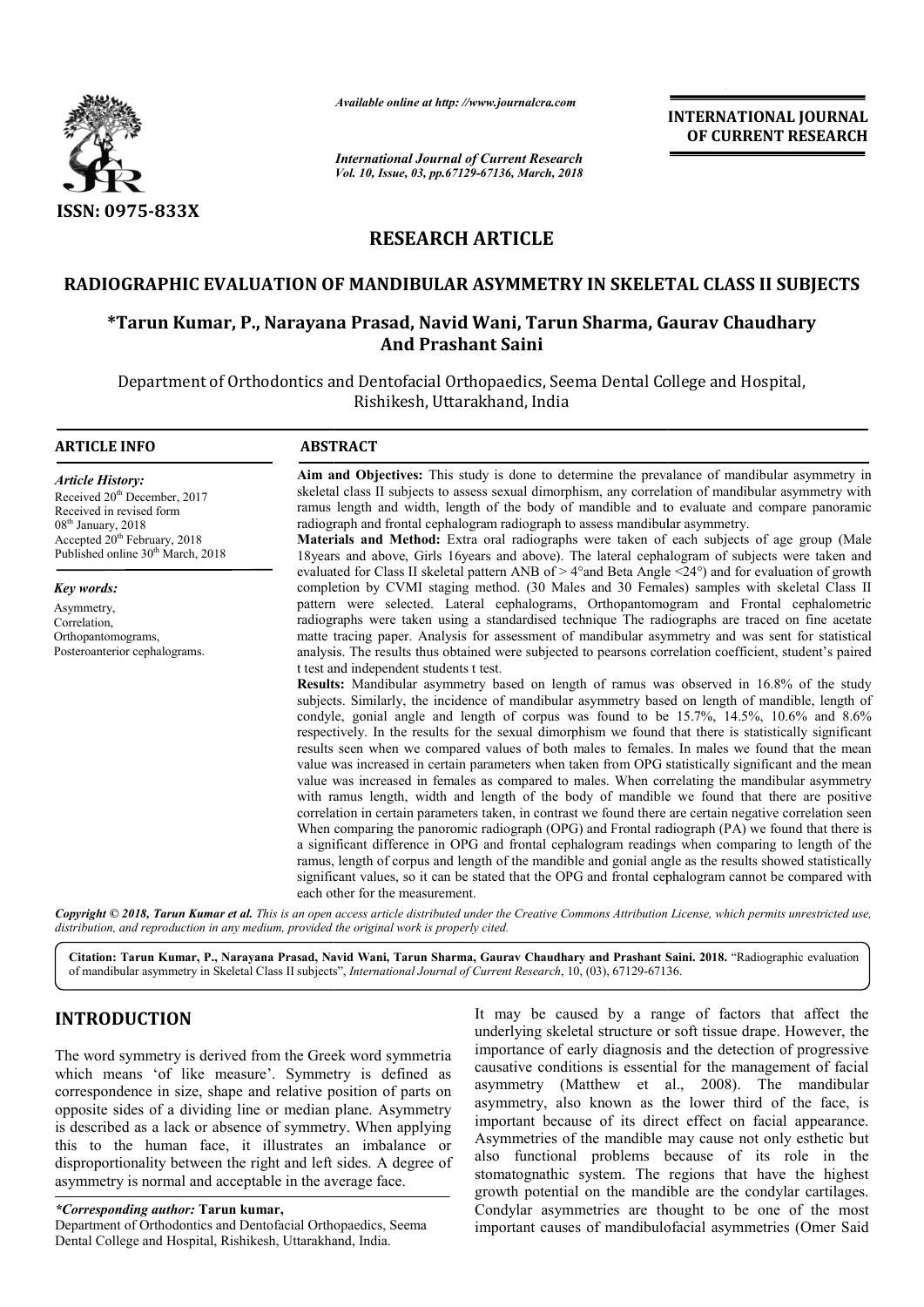*Available online at http://www.journalcra.com*

*International Journal of Current Research*
*Vol. 10, Issue, 03, pp.67129-67136, March, 2018*

**INTERNATIONAL JOURNAL OF CURRENT RESEARCH**

ISSN: 0975-833X

# RESEARCH ARTICLE

## RADIOGRAPHIC EVALUATION OF MANDIBULAR ASYMMETRY IN SKELETAL CLASS II SUBJECTS

**\*Tarun Kumar, P., Narayana Prasad, Navid Wani, Tarun Sharma, Gaurav Chaudhary And Prashant Saini**

Department of Orthodontics and Dentofacial Orthopaedics, Seema Dental College and Hospital, Rishikesh, Uttarakhand, India

### ARTICLE INFO

*Article History:*
Received 20th December, 2017
Received in revised form
08th January, 2018
Accepted 20th February, 2018
Published online 30th March, 2018

*Key words:*
Asymmetry,
Correlation,
Orthopantomograms,
Posteroanterior cephalograms.

### ABSTRACT

**Aim and Objectives:** This study is done to determine the prevalance of mandibular asymmetry in skeletal class II subjects to assess sexual dimorphism, any correlation of mandibular asymmetry with ramus length and width, length of the body of mandible and to evaluate and compare panoramic radiograph and frontal cephalogram radiograph to assess mandibular asymmetry.

**Materials and Method:** Extra oral radiographs were taken of each subjects of age group (Male 18years and above, Girls 16years and above). The lateral cephalogram of subjects were taken and evaluated for Class II skeletal pattern ANB of > 4°and Beta Angle <24°) and for evaluation of growth completion by CVMI staging method. (30 Males and 30 Females) samples with skeletal Class II pattern were selected. Lateral cephalograms, Orthopantomogram and Frontal cephalometric radiographs were taken using a standardised technique The radiographs are traced on fine acetate matte tracing paper. Analysis for assessment of mandibular asymmetry and was sent for statistical analysis. The results thus obtained were subjected to pearsons correlation coefficient, student's paired t test and independent students t test.

**Results:** Mandibular asymmetry based on length of ramus was observed in 16.8% of the study subjects. Similarly, the incidence of mandibular asymmetry based on length of mandible, length of condyle, gonial angle and length of corpus was found to be 15.7%, 14.5%, 10.6% and 8.6% respectively. In the results for the sexual dimorphism we found that there is statistically significant results seen when we compared values of both males to females. In males we found that the mean value was increased in certain parameters when taken from OPG statistically significant and the mean value was increased in females as compared to males. When correlating the mandibular asymmetry with ramus length, width and length of the body of mandible we found that there are positive correlation in certain parameters taken, in contrast we found there are certain negative correlation seen When comparing the panoromic radiograph (OPG) and Frontal radiograph (PA) we found that there is a significant difference in OPG and frontal cephalogram readings when comparing to length of the ramus, length of corpus and length of the mandible and gonial angle as the results showed statistically significant values, so it can be stated that the OPG and frontal cephalogram cannot be compared with each other for the measurement.

*Copyright © 2018, Tarun Kumar et al. This is an open access article distributed under the Creative Commons Attribution License, which permits unrestricted use, distribution, and reproduction in any medium, provided the original work is properly cited.*

**Citation: Tarun Kumar, P., Narayana Prasad, Navid Wani, Tarun Sharma, Gaurav Chaudhary and Prashant Saini. 2018.** "Radiographic evaluation of mandibular asymmetry in Skeletal Class II subjects", *International Journal of Current Research*, 10, (03), 67129-67136.

## INTRODUCTION

The word symmetry is derived from the Greek word symmetria which means 'of like measure'. Symmetry is defined as correspondence in size, shape and relative position of parts on opposite sides of a dividing line or median plane. Asymmetry is described as a lack or absence of symmetry. When applying this to the human face, it illustrates an imbalance or disproportionality between the right and left sides. A degree of asymmetry is normal and acceptable in the average face.

It may be caused by a range of factors that affect the underlying skeletal structure or soft tissue drape. However, the importance of early diagnosis and the detection of progressive causative conditions is essential for the management of facial asymmetry (Matthew et al., 2008). The mandibular asymmetry, also known as the lower third of the face, is important because of its direct effect on facial appearance. Asymmetries of the mandible may cause not only esthetic but also functional problems because of its role in the stomatognathic system. The regions that have the highest growth potential on the mandible are the condylar cartilages. Condylar asymmetries are thought to be one of the most important causes of mandibulofacial asymmetries (Omer Said

*\*Corresponding author:* **Tarun kumar,**
Department of Orthodontics and Dentofacial Orthopaedics, Seema Dental College and Hospital, Rishikesh, Uttarakhand, India.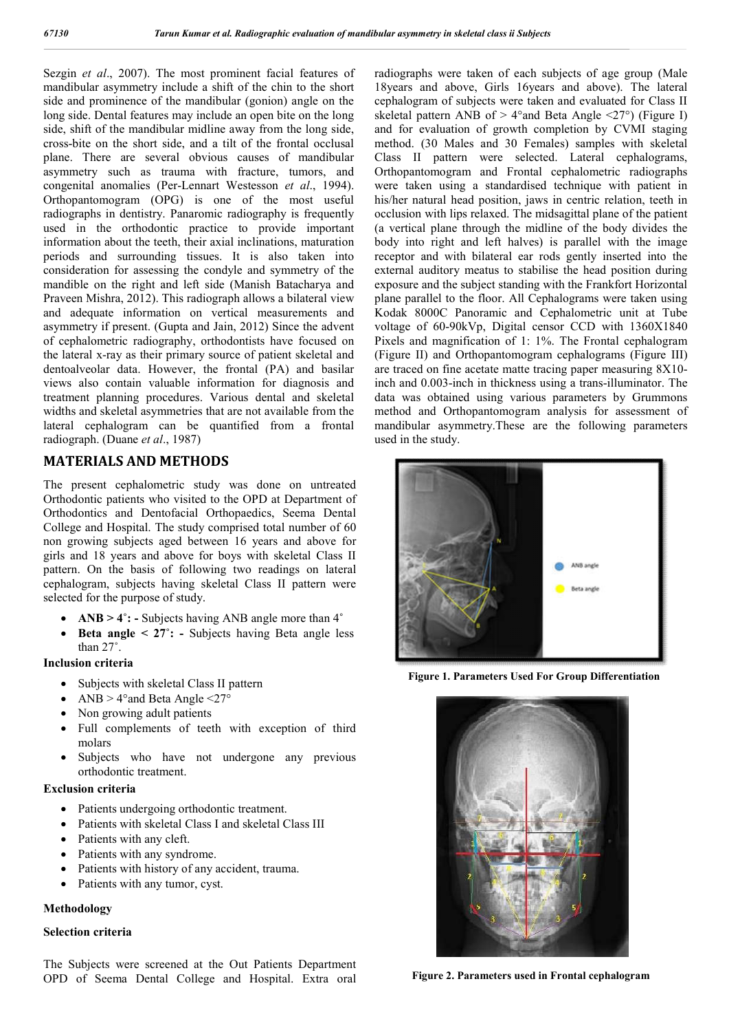Sezgin *et al*., 2007). The most prominent facial features of mandibular asymmetry include a shift of the chin to the short side and prominence of the mandibular (gonion) angle on the long side. Dental features may include an open bite on the long side, shift of the mandibular midline away from the long side, cross-bite on the short side, and a tilt of the frontal occlusal plane. There are several obvious causes of mandibular asymmetry such as trauma with fracture, tumors, and congenital anomalies (Per-Lennart Westesson *et al*., 1994). Orthopantomogram (OPG) is one of the most useful radiographs in dentistry. Panaromic radiography is frequently used in the orthodontic practice to provide important information about the teeth, their axial inclinations, maturation periods and surrounding tissues. It is also taken into consideration for assessing the condyle and symmetry of the mandible on the right and left side (Manish Batacharya and Praveen Mishra, 2012). This radiograph allows a bilateral view and adequate information on vertical measurements and asymmetry if present. (Gupta and Jain, 2012) Since the advent of cephalometric radiography, orthodontists have focused on the lateral x-ray as their primary source of patient skeletal and dentoalveolar data. However, the frontal (PA) and basilar views also contain valuable information for diagnosis and treatment planning procedures. Various dental and skeletal widths and skeletal asymmetries that are not available from the lateral cephalogram can be quantified from a frontal radiograph. (Duane *et al*., 1987)

## MATERIALS AND METHODS

The present cephalometric study was done on untreated Orthodontic patients who visited to the OPD at Department of Orthodontics and Dentofacial Orthopaedics, Seema Dental College and Hospital. The study comprised total number of 60 non growing subjects aged between 16 years and above for girls and 18 years and above for boys with skeletal Class II pattern. On the basis of following two readings on lateral cephalogram, subjects having skeletal Class II pattern were selected for the purpose of study.

- **ANB > 4˚: -** Subjects having ANB angle more than 4˚
- **Beta angle < 27˚: -** Subjects having Beta angle less than 27˚.

**Inclusion criteria**

- Subjects with skeletal Class II pattern
- ANB > 4°and Beta Angle <27°
- Non growing adult patients
- Full complements of teeth with exception of third molars
- Subjects who have not undergone any previous orthodontic treatment.

**Exclusion criteria**

- Patients undergoing orthodontic treatment.
- Patients with skeletal Class I and skeletal Class III
- Patients with any cleft.
- Patients with any syndrome.
- Patients with history of any accident, trauma.
- Patients with any tumor, cyst.

**Methodology**

**Selection criteria**

The Subjects were screened at the Out Patients Department OPD of Seema Dental College and Hospital. Extra oral radiographs were taken of each subjects of age group (Male 18years and above, Girls 16years and above). The lateral cephalogram of subjects were taken and evaluated for Class II skeletal pattern ANB of > 4°and Beta Angle <27°) (Figure I) and for evaluation of growth completion by CVMI staging method. (30 Males and 30 Females) samples with skeletal Class II pattern were selected. Lateral cephalograms, Orthopantomogram and Frontal cephalometric radiographs were taken using a standardised technique with patient in his/her natural head position, jaws in centric relation, teeth in occlusion with lips relaxed. The midsagittal plane of the patient (a vertical plane through the midline of the body divides the body into right and left halves) is parallel with the image receptor and with bilateral ear rods gently inserted into the external auditory meatus to stabilise the head position during exposure and the subject standing with the Frankfort Horizontal plane parallel to the floor. All Cephalograms were taken using Kodak 8000C Panoramic and Cephalometric unit at Tube voltage of 60-90kVp, Digital censor CCD with 1360X1840 Pixels and magnification of 1: 1%. The Frontal cephalogram (Figure II) and Orthopantomogram cephalograms (Figure III) are traced on fine acetate matte tracing paper measuring 8X10-inch and 0.003-inch in thickness using a trans-illuminator. The data was obtained using various parameters by Grummons method and Orthopantomogram analysis for assessment of mandibular asymmetry.These are the following parameters used in the study.

**Figure 1. Parameters Used For Group Differentiation**

**Figure 2. Parameters used in Frontal cephalogram**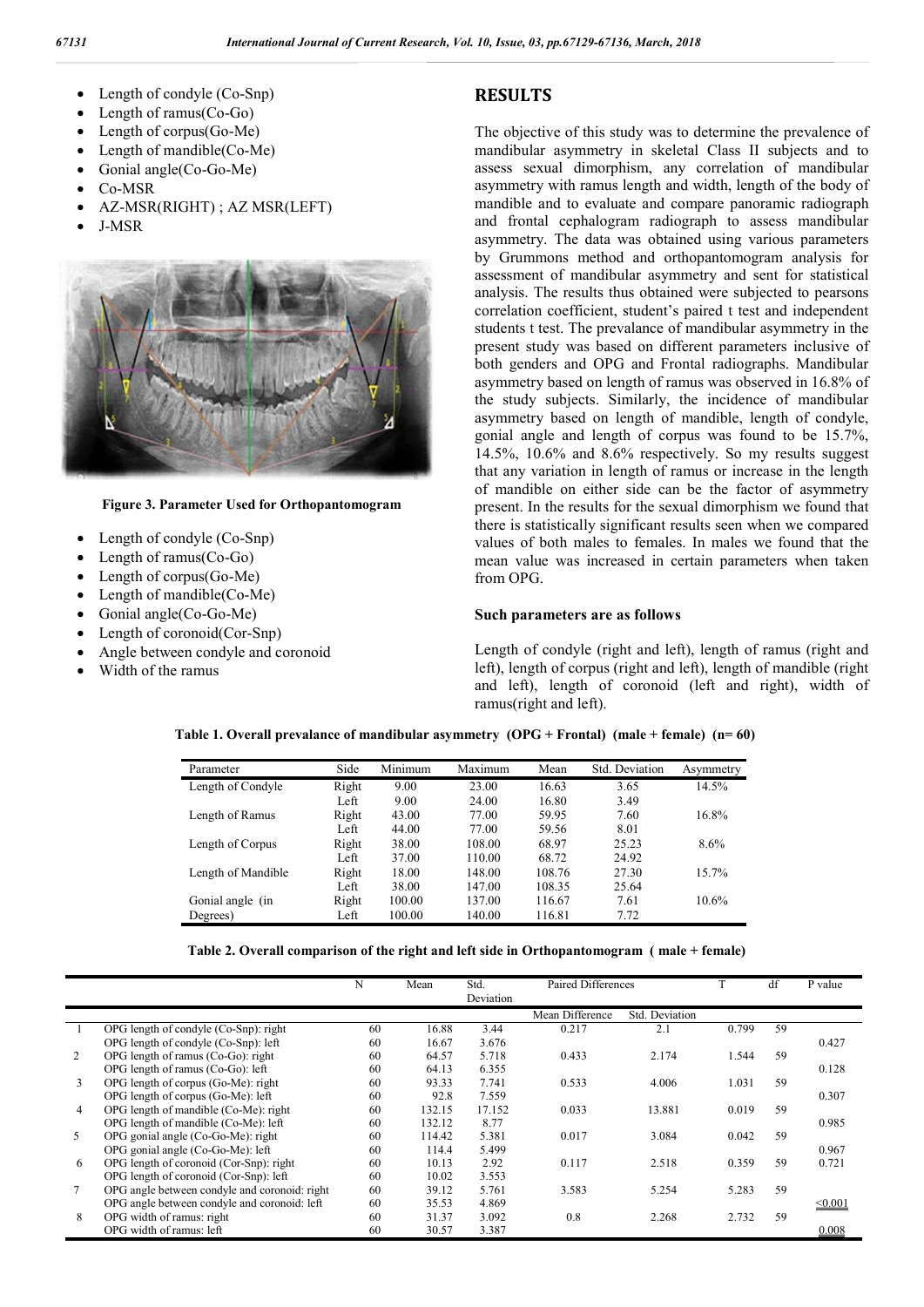- Length of condyle (Co-Snp)
- Length of ramus(Co-Go)
- Length of corpus(Go-Me)
- Length of mandible(Co-Me)
- Gonial angle(Co-Go-Me)
- Co-MSR
- AZ-MSR(RIGHT) ; AZ MSR(LEFT)
- J-MSR

**Figure 3. Parameter Used for Orthopantomogram**

- Length of condyle (Co-Snp)
- Length of ramus(Co-Go)
- Length of corpus(Go-Me)
- Length of mandible(Co-Me)
- Gonial angle(Co-Go-Me)
- Length of coronoid(Cor-Snp)
- Angle between condyle and coronoid
- Width of the ramus

## RESULTS

The objective of this study was to determine the prevalence of mandibular asymmetry in skeletal Class II subjects and to assess sexual dimorphism, any correlation of mandibular asymmetry with ramus length and width, length of the body of mandible and to evaluate and compare panoramic radiograph and frontal cephalogram radiograph to assess mandibular asymmetry. The data was obtained using various parameters by Grummons method and orthopantomogram analysis for assessment of mandibular asymmetry and sent for statistical analysis. The results thus obtained were subjected to pearsons correlation coefficient, student's paired t test and independent students t test. The prevalance of mandibular asymmetry in the present study was based on different parameters inclusive of both genders and OPG and Frontal radiographs. Mandibular asymmetry based on length of ramus was observed in 16.8% of the study subjects. Similarly, the incidence of mandibular asymmetry based on length of mandible, length of condyle, gonial angle and length of corpus was found to be 15.7%, 14.5%, 10.6% and 8.6% respectively. So my results suggest that any variation in length of ramus or increase in the length of mandible on either side can be the factor of asymmetry present. In the results for the sexual dimorphism we found that there is statistically significant results seen when we compared values of both males to females. In males we found that the mean value was increased in certain parameters when taken from OPG.

### Such parameters are as follows

Length of condyle (right and left), length of ramus (right and left), length of corpus (right and left), length of mandible (right and left), length of coronoid (left and right), width of ramus(right and left).

**Table 1. Overall prevalance of mandibular asymmetry (OPG + Frontal) (male + female) (n= 60)**

| Parameter | Side | Minimum | Maximum | Mean | Std. Deviation | Asymmetry |
|---|---|---|---|---|---|---|
| Length of Condyle | Right | 9.00 | 23.00 | 16.63 | 3.65 | 14.5% |
| | Left | 9.00 | 24.00 | 16.80 | 3.49 | |
| Length of Ramus | Right | 43.00 | 77.00 | 59.95 | 7.60 | 16.8% |
| | Left | 44.00 | 77.00 | 59.56 | 8.01 | |
| Length of Corpus | Right | 38.00 | 108.00 | 68.97 | 25.23 | 8.6% |
| | Left | 37.00 | 110.00 | 68.72 | 24.92 | |
| Length of Mandible | Right | 18.00 | 148.00 | 108.76 | 27.30 | 15.7% |
| | Left | 38.00 | 147.00 | 108.35 | 25.64 | |
| Gonial angle (in Degrees) | Right | 100.00 | 137.00 | 116.67 | 7.61 | 10.6% |
| | Left | 100.00 | 140.00 | 116.81 | 7.72 | |

**Table 2. Overall comparison of the right and left side in Orthopantomogram ( male + female)**

| | | N | Mean | Std. Deviation | Paired Differences | | T | df | P value |
|---|---|---|---|---|---|---|---|---|---|
| | | | | | Mean Difference | Std. Deviation | | | |
| 1 | OPG length of condyle (Co-Snp): right | 60 | 16.88 | 3.44 | 0.217 | 2.1 | 0.799 | 59 | |
| | OPG length of condyle (Co-Snp): left | 60 | 16.67 | 3.676 | | | | | 0.427 |
| 2 | OPG length of ramus (Co-Go): right | 60 | 64.57 | 5.718 | 0.433 | 2.174 | 1.544 | 59 | |
| | OPG length of ramus (Co-Go): left | 60 | 64.13 | 6.355 | | | | | 0.128 |
| 3 | OPG length of corpus (Go-Me): right | 60 | 93.33 | 7.741 | 0.533 | 4.006 | 1.031 | 59 | |
| | OPG length of corpus (Go-Me): left | 60 | 92.8 | 7.559 | | | | | 0.307 |
| 4 | OPG length of mandible (Co-Me): right | 60 | 132.15 | 17.152 | 0.033 | 13.881 | 0.019 | 59 | |
| | OPG length of mandible (Co-Me): left | 60 | 132.12 | 8.77 | | | | | 0.985 |
| 5 | OPG gonial angle (Co-Go-Me): right | 60 | 114.42 | 5.381 | 0.017 | 3.084 | 0.042 | 59 | |
| | OPG gonial angle (Co-Go-Me): left | 60 | 114.4 | 5.499 | | | | | 0.967 |
| 6 | OPG length of coronoid (Cor-Snp): right | 60 | 10.13 | 2.92 | 0.117 | 2.518 | 0.359 | 59 | 0.721 |
| | OPG length of coronoid (Cor-Snp): left | 60 | 10.02 | 3.553 | | | | | |
| 7 | OPG angle between condyle and coronoid: right | 60 | 39.12 | 5.761 | 3.583 | 5.254 | 5.283 | 59 | |
| | OPG angle between condyle and coronoid: left | 60 | 35.53 | 4.869 | | | | | $\leq 0.001$ |
| 8 | OPG width of ramus: right | 60 | 31.37 | 3.092 | 0.8 | 2.268 | 2.732 | 59 | |
| | OPG width of ramus: left | 60 | 30.57 | 3.387 | | | | | 0.008 |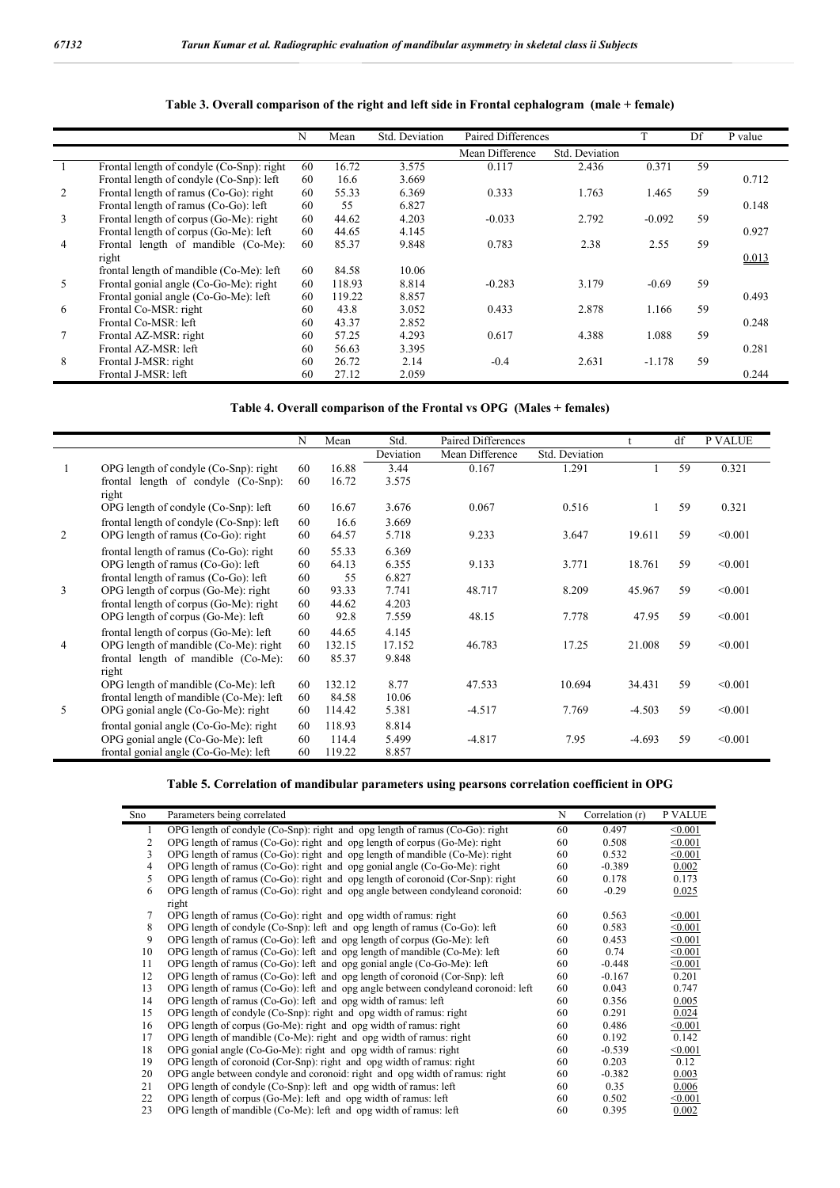**Table 3. Overall comparison of the right and left side in Frontal cephalogram (male + female)**

| | | N | Mean | Std. Deviation | Paired Differences | | T | Df | P value |
|---|---|---|---|---|---|---|---|---|---|
| | | | | | Mean Difference | Std. Deviation | | | |
| 1 | Frontal length of condyle (Co-Snp): right | 60 | 16.72 | 3.575 | 0.117 | 2.436 | 0.371 | 59 | |
| | Frontal length of condyle (Co-Snp): left | 60 | 16.6 | 3.669 | | | | | 0.712 |
| 2 | Frontal length of ramus (Co-Go): right | 60 | 55.33 | 6.369 | 0.333 | 1.763 | 1.465 | 59 | |
| | Frontal length of ramus (Co-Go): left | 60 | 55 | 6.827 | | | | | 0.148 |
| 3 | Frontal length of corpus (Go-Me): right | 60 | 44.62 | 4.203 | -0.033 | 2.792 | -0.092 | 59 | |
| | Frontal length of corpus (Go-Me): left | 60 | 44.65 | 4.145 | | | | | 0.927 |
| 4 | Frontal length of mandible (Co-Me): right | 60 | 85.37 | 9.848 | 0.783 | 2.38 | 2.55 | 59 | 0.013 |
| | frontal length of mandible (Co-Me): left | 60 | 84.58 | 10.06 | | | | | |
| 5 | Frontal gonial angle (Co-Go-Me): right | 60 | 118.93 | 8.814 | -0.283 | 3.179 | -0.69 | 59 | |
| | Frontal gonial angle (Co-Go-Me): left | 60 | 119.22 | 8.857 | | | | | 0.493 |
| 6 | Frontal Co-MSR: right | 60 | 43.8 | 3.052 | 0.433 | 2.878 | 1.166 | 59 | |
| | Frontal Co-MSR: left | 60 | 43.37 | 2.852 | | | | | 0.248 |
| 7 | Frontal AZ-MSR: right | 60 | 57.25 | 4.293 | 0.617 | 4.388 | 1.088 | 59 | |
| | Frontal AZ-MSR: left | 60 | 56.63 | 3.395 | | | | | 0.281 |
| 8 | Frontal J-MSR: right | 60 | 26.72 | 2.14 | -0.4 | 2.631 | -1.178 | 59 | |
| | Frontal J-MSR: left | 60 | 27.12 | 2.059 | | | | | 0.244 |

**Table 4. Overall comparison of the Frontal vs OPG (Males + females)**

| | | N | Mean | Std. Deviation | Paired Differences | | t | df | P VALUE |
|---|---|---|---|---|---|---|---|---|---|
| | | | | | Mean Difference | Std. Deviation | | | |
| 1 | OPG length of condyle (Co-Snp): right | 60 | 16.88 | 3.44 | 0.167 | 1.291 | 1 | 59 | 0.321 |
| | frontal length of condyle (Co-Snp): right | 60 | 16.72 | 3.575 | | | | | |
| | OPG length of condyle (Co-Snp): left | 60 | 16.67 | 3.676 | 0.067 | 0.516 | 1 | 59 | 0.321 |
| | frontal length of condyle (Co-Snp): left | 60 | 16.6 | 3.669 | | | | | |
| 2 | OPG length of ramus (Co-Go): right | 60 | 64.57 | 5.718 | 9.233 | 3.647 | 19.611 | 59 | <0.001 |
| | frontal length of ramus (Co-Go): right | 60 | 55.33 | 6.369 | | | | | |
| | OPG length of ramus (Co-Go): left | 60 | 64.13 | 6.355 | 9.133 | 3.771 | 18.761 | 59 | <0.001 |
| | frontal length of ramus (Co-Go): left | 60 | 55 | 6.827 | | | | | |
| 3 | OPG length of corpus (Go-Me): right | 60 | 93.33 | 7.741 | 48.717 | 8.209 | 45.967 | 59 | <0.001 |
| | frontal length of corpus (Go-Me): right | 60 | 44.62 | 4.203 | | | | | |
| | OPG length of corpus (Go-Me): left | 60 | 92.8 | 7.559 | 48.15 | 7.778 | 47.95 | 59 | <0.001 |
| | frontal length of corpus (Go-Me): left | 60 | 44.65 | 4.145 | | | | | |
| 4 | OPG length of mandible (Co-Me): right | 60 | 132.15 | 17.152 | 46.783 | 17.25 | 21.008 | 59 | <0.001 |
| | frontal length of mandible (Co-Me): right | 60 | 85.37 | 9.848 | | | | | |
| | OPG length of mandible (Co-Me): left | 60 | 132.12 | 8.77 | 47.533 | 10.694 | 34.431 | 59 | <0.001 |
| | frontal length of mandible (Co-Me): left | 60 | 84.58 | 10.06 | | | | | |
| 5 | OPG gonial angle (Co-Go-Me): right | 60 | 114.42 | 5.381 | -4.517 | 7.769 | -4.503 | 59 | <0.001 |
| | frontal gonial angle (Co-Go-Me): right | 60 | 118.93 | 8.814 | | | | | |
| | OPG gonial angle (Co-Go-Me): left | 60 | 114.4 | 5.499 | -4.817 | 7.95 | -4.693 | 59 | <0.001 |
| | frontal gonial angle (Co-Go-Me): left | 60 | 119.22 | 8.857 | | | | | |

**Table 5. Correlation of mandibular parameters using pearsons correlation coefficient in OPG**

| Sno | Parameters being correlated | N | Correlation (r) | P VALUE |
|---|---|---|---|---|
| 1 | OPG length of condyle (Co-Snp): right and opg length of ramus (Co-Go): right | 60 | 0.497 | <0.001 |
| 2 | OPG length of ramus (Co-Go): right and opg length of corpus (Go-Me): right | 60 | 0.508 | <0.001 |
| 3 | OPG length of ramus (Co-Go): right and opg length of mandible (Co-Me): right | 60 | 0.532 | <0.001 |
| 4 | OPG length of ramus (Co-Go): right and opg gonial angle (Co-Go-Me): right | 60 | -0.389 | 0.002 |
| 5 | OPG length of ramus (Co-Go): right and opg length of coronoid (Cor-Snp): right | 60 | 0.178 | 0.173 |
| 6 | OPG length of ramus (Co-Go): right and opg angle between condyleand coronoid: right | 60 | -0.29 | 0.025 |
| 7 | OPG length of ramus (Co-Go): right and opg width of ramus: right | 60 | 0.563 | <0.001 |
| 8 | OPG length of condyle (Co-Snp): left and opg length of ramus (Co-Go): left | 60 | 0.583 | <0.001 |
| 9 | OPG length of ramus (Co-Go): left and opg length of corpus (Go-Me): left | 60 | 0.453 | <0.001 |
| 10 | OPG length of ramus (Co-Go): left and opg length of mandible (Co-Me): left | 60 | 0.74 | <0.001 |
| 11 | OPG length of ramus (Co-Go): left and opg gonial angle (Co-Go-Me): left | 60 | -0.448 | <0.001 |
| 12 | OPG length of ramus (Co-Go): left and opg length of coronoid (Cor-Snp): left | 60 | -0.167 | 0.201 |
| 13 | OPG length of ramus (Co-Go): left and opg angle between condyleand coronoid: left | 60 | 0.043 | 0.747 |
| 14 | OPG length of ramus (Co-Go): left and opg width of ramus: left | 60 | 0.356 | 0.005 |
| 15 | OPG length of condyle (Co-Snp): right and opg width of ramus: right | 60 | 0.291 | 0.024 |
| 16 | OPG length of corpus (Go-Me): right and opg width of ramus: right | 60 | 0.486 | <0.001 |
| 17 | OPG length of mandible (Co-Me): right and opg width of ramus: right | 60 | 0.192 | 0.142 |
| 18 | OPG gonial angle (Co-Go-Me): right and opg width of ramus: right | 60 | -0.539 | <0.001 |
| 19 | OPG length of coronoid (Cor-Snp): right and opg width of ramus: right | 60 | 0.203 | 0.12 |
| 20 | OPG angle between condyle and coronoid: right and opg width of ramus: right | 60 | -0.382 | 0.003 |
| 21 | OPG length of condyle (Co-Snp): left and opg width of ramus: left | 60 | 0.35 | 0.006 |
| 22 | OPG length of corpus (Go-Me): left and opg width of ramus: left | 60 | 0.502 | <0.001 |
| 23 | OPG length of mandible (Co-Me): left and opg width of ramus: left | 60 | 0.395 | 0.002 |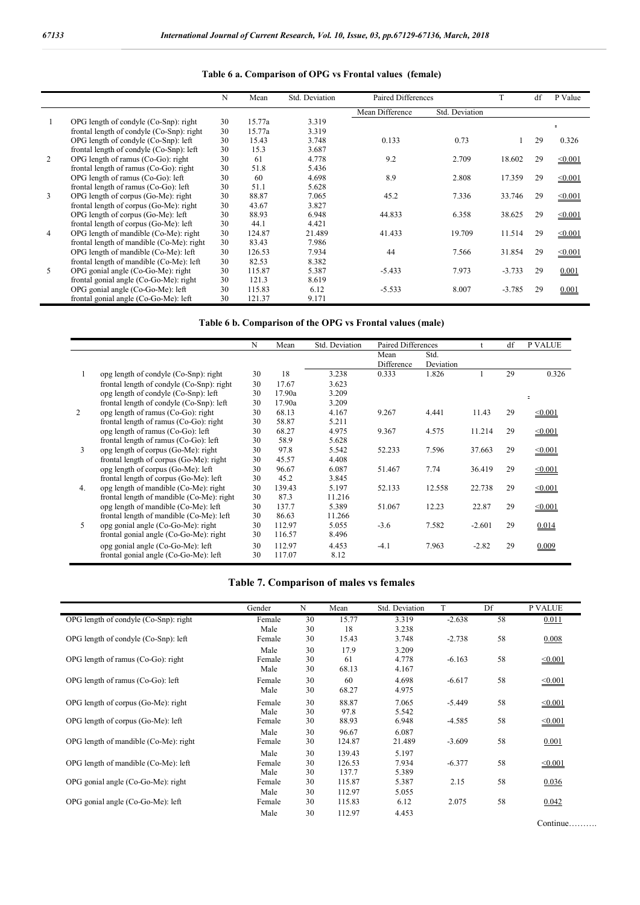**Table 6 a. Comparison of OPG vs Frontal values (female)**

| | | N | Mean | Std. Deviation | Paired Differences | | T | df | P Value |
|---|---|---|---|---|---|---|---|---|---|
| | | | | | Mean Difference | Std. Deviation | | | |
| 1 | OPG length of condyle (Co-Snp): right | 30 | 15.77a | 3.319 | | | | | . |
| | frontal length of condyle (Co-Snp): right | 30 | 15.77a | 3.319 | | | | | |
| | OPG length of condyle (Co-Snp): left | 30 | 15.43 | 3.748 | 0.133 | 0.73 | 1 | 29 | 0.326 |
| | frontal length of condyle (Co-Snp): left | 30 | 15.3 | 3.687 | | | | | |
| 2 | OPG length of ramus (Co-Go): right | 30 | 61 | 4.778 | 9.2 | 2.709 | 18.602 | 29 | ≤0.001 |
| | frontal length of ramus (Co-Go): right | 30 | 51.8 | 5.436 | | | | | |
| | OPG length of ramus (Co-Go): left | 30 | 60 | 4.698 | 8.9 | 2.808 | 17.359 | 29 | ≤0.001 |
| | frontal length of ramus (Co-Go): left | 30 | 51.1 | 5.628 | | | | | |
| 3 | OPG length of corpus (Go-Me): right | 30 | 88.87 | 7.065 | 45.2 | 7.336 | 33.746 | 29 | ≤0.001 |
| | frontal length of corpus (Go-Me): right | 30 | 43.67 | 3.827 | | | | | |
| | OPG length of corpus (Go-Me): left | 30 | 88.93 | 6.948 | 44.833 | 6.358 | 38.625 | 29 | ≤0.001 |
| | frontal length of corpus (Go-Me): left | 30 | 44.1 | 4.421 | | | | | |
| 4 | OPG length of mandible (Co-Me): right | 30 | 124.87 | 21.489 | 41.433 | 19.709 | 11.514 | 29 | ≤0.001 |
| | frontal length of mandible (Co-Me): right | 30 | 83.43 | 7.986 | | | | | |
| | OPG length of mandible (Co-Me): left | 30 | 126.53 | 7.934 | 44 | 7.566 | 31.854 | 29 | ≤0.001 |
| | frontal length of mandible (Co-Me): left | 30 | 82.53 | 8.382 | | | | | |
| 5 | OPG gonial angle (Co-Go-Me): right | 30 | 115.87 | 5.387 | -5.433 | 7.973 | -3.733 | 29 | 0.001 |
| | frontal gonial angle (Co-Go-Me): right | 30 | 121.3 | 8.619 | | | | | |
| | OPG gonial angle (Co-Go-Me): left | 30 | 115.83 | 6.12 | -5.533 | 8.007 | -3.785 | 29 | 0.001 |
| | frontal gonial angle (Co-Go-Me): left | 30 | 121.37 | 9.171 | | | | | |

**Table 6 b. Comparison of the OPG vs Frontal values (male)**

| | | N | Mean | Std. Deviation | Paired Differences | | t | df | P VALUE |
|---|---|---|---|---|---|---|---|---|---|
| | | | | | Mean Difference | Std. Deviation | | | |
| 1 | opg length of condyle (Co-Snp): right | 30 | 18 | 3.238 | 0.333 | 1.826 | 1 | 29 | 0.326 |
| | frontal length of condyle (Co-Snp): right | 30 | 17.67 | 3.623 | | | | | |
| | opg length of condyle (Co-Snp): left | 30 | 17.90a | 3.209 | | | | | . |
| | frontal length of condyle (Co-Snp): left | 30 | 17.90a | 3.209 | | | | | |
| 2 | opg length of ramus (Co-Go): right | 30 | 68.13 | 4.167 | 9.267 | 4.441 | 11.43 | 29 | ≤0.001 |
| | frontal length of ramus (Co-Go): right | 30 | 58.87 | 5.211 | | | | | |
| | opg length of ramus (Co-Go): left | 30 | 68.27 | 4.975 | 9.367 | 4.575 | 11.214 | 29 | ≤0.001 |
| | frontal length of ramus (Co-Go): left | 30 | 58.9 | 5.628 | | | | | |
| 3 | opg length of corpus (Go-Me): right | 30 | 97.8 | 5.542 | 52.233 | 7.596 | 37.663 | 29 | ≤0.001 |
| | frontal length of corpus (Go-Me): right | 30 | 45.57 | 4.408 | | | | | |
| | opg length of corpus (Go-Me): left | 30 | 96.67 | 6.087 | 51.467 | 7.74 | 36.419 | 29 | ≤0.001 |
| | frontal length of corpus (Go-Me): left | 30 | 45.2 | 3.845 | | | | | |
| 4. | opg length of mandible (Co-Me): right | 30 | 139.43 | 5.197 | 52.133 | 12.558 | 22.738 | 29 | ≤0.001 |
| | frontal length of mandible (Co-Me): right | 30 | 87.3 | 11.216 | | | | | |
| | opg length of mandible (Co-Me): left | 30 | 137.7 | 5.389 | 51.067 | 12.23 | 22.87 | 29 | ≤0.001 |
| | frontal length of mandible (Co-Me): left | 30 | 86.63 | 11.266 | | | | | |
| 5 | opg gonial angle (Co-Go-Me): right | 30 | 112.97 | 5.055 | -3.6 | 7.582 | -2.601 | 29 | 0.014 |
| | frontal gonial angle (Co-Go-Me): right | 30 | 116.57 | 8.496 | | | | | |
| | opg gonial angle (Co-Go-Me): left | 30 | 112.97 | 4.453 | -4.1 | 7.963 | -2.82 | 29 | 0.009 |
| | frontal gonial angle (Co-Go-Me): left | 30 | 117.07 | 8.12 | | | | | |

**Table 7. Comparison of males vs females**

| | Gender | N | Mean | Std. Deviation | T | Df | P VALUE |
|---|---|---|---|---|---|---|---|
| OPG length of condyle (Co-Snp): right | Female | 30 | 15.77 | 3.319 | -2.638 | 58 | 0.011 |
| | Male | 30 | 18 | 3.238 | | | |
| OPG length of condyle (Co-Snp): left | Female | 30 | 15.43 | 3.748 | -2.738 | 58 | 0.008 |
| | Male | 30 | 17.9 | 3.209 | | | |
| OPG length of ramus (Co-Go): right | Female | 30 | 61 | 4.778 | -6.163 | 58 | ≤0.001 |
| | Male | 30 | 68.13 | 4.167 | | | |
| OPG length of ramus (Co-Go): left | Female | 30 | 60 | 4.698 | -6.617 | 58 | ≤0.001 |
| | Male | 30 | 68.27 | 4.975 | | | |
| OPG length of corpus (Go-Me): right | Female | 30 | 88.87 | 7.065 | -5.449 | 58 | ≤0.001 |
| | Male | 30 | 97.8 | 5.542 | | | |
| OPG length of corpus (Go-Me): left | Female | 30 | 88.93 | 6.948 | -4.585 | 58 | ≤0.001 |
| | Male | 30 | 96.67 | 6.087 | | | |
| OPG length of mandible (Co-Me): right | Female | 30 | 124.87 | 21.489 | -3.609 | 58 | 0.001 |
| | Male | 30 | 139.43 | 5.197 | | | |
| OPG length of mandible (Co-Me): left | Female | 30 | 126.53 | 7.934 | -6.377 | 58 | ≤0.001 |
| | Male | 30 | 137.7 | 5.389 | | | |
| OPG gonial angle (Co-Go-Me): right | Female | 30 | 115.87 | 5.387 | 2.15 | 58 | 0.036 |
| | Male | 30 | 112.97 | 5.055 | | | |
| OPG gonial angle (Co-Go-Me): left | Female | 30 | 115.83 | 6.12 | 2.075 | 58 | 0.042 |
| | Male | 30 | 112.97 | 4.453 | | | |

Continue……….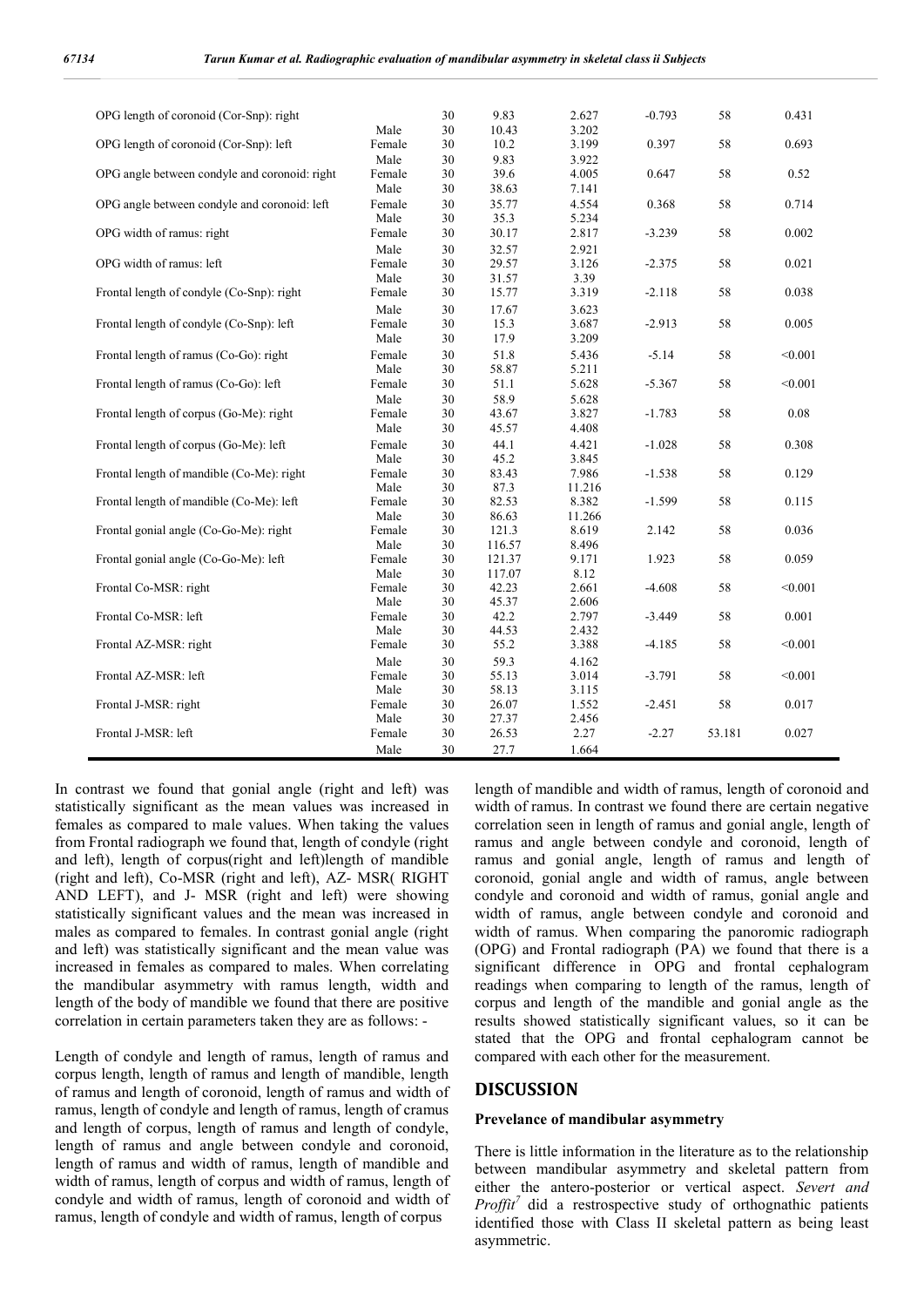| | | | | | | | |
|---|---|---|---|---|---|---|---|
| OPG length of coronoid (Cor-Snp): right | | 30 | 9.83 | 2.627 | -0.793 | 58 | 0.431 |
| | Male | 30 | 10.43 | 3.202 | | | |
| OPG length of coronoid (Cor-Snp): left | Female | 30 | 10.2 | 3.199 | 0.397 | 58 | 0.693 |
| | Male | 30 | 9.83 | 3.922 | | | |
| OPG angle between condyle and coronoid: right | Female | 30 | 39.6 | 4.005 | 0.647 | 58 | 0.52 |
| | Male | 30 | 38.63 | 7.141 | | | |
| OPG angle between condyle and coronoid: left | Female | 30 | 35.77 | 4.554 | 0.368 | 58 | 0.714 |
| | Male | 30 | 35.3 | 5.234 | | | |
| OPG width of ramus: right | Female | 30 | 30.17 | 2.817 | -3.239 | 58 | 0.002 |
| | Male | 30 | 32.57 | 2.921 | | | |
| OPG width of ramus: left | Female | 30 | 29.57 | 3.126 | -2.375 | 58 | 0.021 |
| | Male | 30 | 31.57 | 3.39 | | | |
| Frontal length of condyle (Co-Snp): right | Female | 30 | 15.77 | 3.319 | -2.118 | 58 | 0.038 |
| | Male | 30 | 17.67 | 3.623 | | | |
| Frontal length of condyle (Co-Snp): left | Female | 30 | 15.3 | 3.687 | -2.913 | 58 | 0.005 |
| | Male | 30 | 17.9 | 3.209 | | | |
| Frontal length of ramus (Co-Go): right | Female | 30 | 51.8 | 5.436 | -5.14 | 58 | <0.001 |
| | Male | 30 | 58.87 | 5.211 | | | |
| Frontal length of ramus (Co-Go): left | Female | 30 | 51.1 | 5.628 | -5.367 | 58 | <0.001 |
| | Male | 30 | 58.9 | 5.628 | | | |
| Frontal length of corpus (Go-Me): right | Female | 30 | 43.67 | 3.827 | -1.783 | 58 | 0.08 |
| | Male | 30 | 45.57 | 4.408 | | | |
| Frontal length of corpus (Go-Me): left | Female | 30 | 44.1 | 4.421 | -1.028 | 58 | 0.308 |
| | Male | 30 | 45.2 | 3.845 | | | |
| Frontal length of mandible (Co-Me): right | Female | 30 | 83.43 | 7.986 | -1.538 | 58 | 0.129 |
| | Male | 30 | 87.3 | 11.216 | | | |
| Frontal length of mandible (Co-Me): left | Female | 30 | 82.53 | 8.382 | -1.599 | 58 | 0.115 |
| | Male | 30 | 86.63 | 11.266 | | | |
| Frontal gonial angle (Co-Go-Me): right | Female | 30 | 121.3 | 8.619 | 2.142 | 58 | 0.036 |
| | Male | 30 | 116.57 | 8.496 | | | |
| Frontal gonial angle (Co-Go-Me): left | Female | 30 | 121.37 | 9.171 | 1.923 | 58 | 0.059 |
| | Male | 30 | 117.07 | 8.12 | | | |
| Frontal Co-MSR: right | Female | 30 | 42.23 | 2.661 | -4.608 | 58 | <0.001 |
| | Male | 30 | 45.37 | 2.606 | | | |
| Frontal Co-MSR: left | Female | 30 | 42.2 | 2.797 | -3.449 | 58 | 0.001 |
| | Male | 30 | 44.53 | 2.432 | | | |
| Frontal AZ-MSR: right | Female | 30 | 55.2 | 3.388 | -4.185 | 58 | <0.001 |
| | Male | 30 | 59.3 | 4.162 | | | |
| Frontal AZ-MSR: left | Female | 30 | 55.13 | 3.014 | -3.791 | 58 | <0.001 |
| | Male | 30 | 58.13 | 3.115 | | | |
| Frontal J-MSR: right | Female | 30 | 26.07 | 1.552 | -2.451 | 58 | 0.017 |
| | Male | 30 | 27.37 | 2.456 | | | |
| Frontal J-MSR: left | Female | 30 | 26.53 | 2.27 | -2.27 | 53.181 | 0.027 |
| | Male | 30 | 27.7 | 1.664 | | | |

In contrast we found that gonial angle (right and left) was statistically significant as the mean values was increased in females as compared to male values. When taking the values from Frontal radiograph we found that, length of condyle (right and left), length of corpus(right and left)length of mandible (right and left), Co-MSR (right and left), AZ- MSR( RIGHT AND LEFT), and J- MSR (right and left) were showing statistically significant values and the mean was increased in males as compared to females. In contrast gonial angle (right and left) was statistically significant and the mean value was increased in females as compared to males. When correlating the mandibular asymmetry with ramus length, width and length of the body of mandible we found that there are positive correlation in certain parameters taken they are as follows: -

Length of condyle and length of ramus, length of ramus and corpus length, length of ramus and length of mandible, length of ramus and length of coronoid, length of ramus and width of ramus, length of condyle and length of ramus, length of cramus and length of corpus, length of ramus and length of condyle, length of ramus and angle between condyle and coronoid, length of ramus and width of ramus, length of mandible and width of ramus, length of corpus and width of ramus, length of condyle and width of ramus, length of coronoid and width of ramus, length of condyle and width of ramus, length of corpus length of mandible and width of ramus, length of coronoid and width of ramus. In contrast we found there are certain negative correlation seen in length of ramus and gonial angle, length of ramus and angle between condyle and coronoid, length of ramus and gonial angle, length of ramus and length of coronoid, gonial angle and width of ramus, angle between condyle and coronoid and width of ramus, gonial angle and width of ramus, angle between condyle and coronoid and width of ramus. When comparing the panoromic radiograph (OPG) and Frontal radiograph (PA) we found that there is a significant difference in OPG and frontal cephalogram readings when comparing to length of the ramus, length of corpus and length of the mandible and gonial angle as the results showed statistically significant values, so it can be stated that the OPG and frontal cephalogram cannot be compared with each other for the measurement.

## DISCUSSION

### Prevelance of mandibular asymmetry

There is little information in the literature as to the relationship between mandibular asymmetry and skeletal pattern from either the antero-posterior or vertical aspect. *Severt and Proffit*[7] did a restrospective study of orthognathic patients identified those with Class II skeletal pattern as being least asymmetric.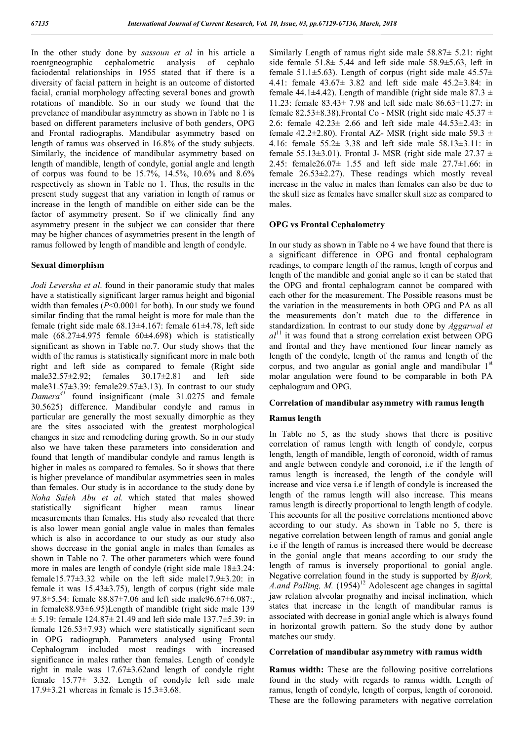In the other study done by *sassoun et al* in his article a roentgneographic cephalometric analysis of cephalo faciodental relationships in 1955 stated that if there is a diversity of facial pattern in height is an outcome of distorted facial, cranial morphology affecting several bones and growth rotations of mandible. So in our study we found that the prevelance of mandibular asymmetry as shown in Table no 1 is based on different parameters inclusive of both genders, OPG and Frontal radiographs. Mandibular asymmetry based on length of ramus was observed in 16.8% of the study subjects. Similarly, the incidence of mandibular asymmetry based on length of mandible, length of condyle, gonial angle and length of corpus was found to be 15.7%, 14.5%, 10.6% and 8.6% respectively as shown in Table no 1. Thus, the results in the present study suggest that any variation in length of ramus or increase in the length of mandible on either side can be the factor of asymmetry present. So if we clinically find any asymmetry present in the subject we can consider that there may be higher chances of asymmetries present in the length of ramus followed by length of mandible and length of condyle.

### Sexual dimorphism

*Jodi Leversha et al*. found in their panoramic study that males have a statistically significant larger ramus height and bigonial width than females ($P$<0.0001 for both). In our study we found similar finding that the ramal height is more for male than the female (right side male 68.13±4.167: female 61±4.78, left side male (68.27±4.975 female 60±4.698) which is statistically significant as shown in Table no.7. Our study shows that the width of the ramus is statistically significant more in male both right and left side as compared to female (Right side male32.57±2.92; females 30.17±2.81 and left side male31.57±3.39: female29.57±3.13). In contrast to our study *Damera*[41] found insignificant (male 31.0275 and female 30.5625) difference. Mandibular condyle and ramus in particular are generally the most sexually dimorphic as they are the sites associated with the greatest morphological changes in size and remodeling during growth. So in our study also we have taken these parameters into consideration and found that length of mandibular condyle and ramus length is higher in males as compared to females. So it shows that there is higher prevelance of mandibular asymmetries seen in males than females. Our study is in accordance to the study done by *Noha Saleh Abu et al.* which stated that males showed statistically significant higher mean ramus linear measurements than females. His study also revealed that there is also lower mean gonial angle value in males than females which is also in accordance to our study as our study also shows decrease in the gonial angle in males than females as shown in Table no 7. The other parameters which were found more in males are length of condyle (right side male 18±3.24: female15.77±3.32 while on the left side male17.9±3.20: in female it was 15.43±3.75), length of corpus (right side male 97.8±5.54: female 88.87±7.06 and left side male96.67±6.087:, in female88.93±6.95)Length of mandible (right side male 139 ± 5.19: female 124.87± 21.49 and left side male 137.7±5.39: in female 126.53±7.93) which were statistically significant seen in OPG radiograph. Parameters analysed using Frontal Cephalogram included most readings with increased significance in males rather than females. Length of condyle right in male was 17.67±3.62and length of condyle right female 15.77± 3.32. Length of condyle left side male 17.9±3.21 whereas in female is 15.3±3.68.

Similarly Length of ramus right side male 58.87± 5.21: right side female 51.8± 5.44 and left side male 58.9±5.63, left in female 51.1±5.63). Length of corpus (right side male 45.57± 4.41: female 43.67± 3.82 and left side male 45.2±3.84: in female 44.1±4.42). Length of mandible (right side male 87.3 ± 11.23: female 83.43± 7.98 and left side male 86.63±11.27: in female 82.53±8.38).Frontal Co - MSR (right side male 45.37 ± 2.6: female 42.23± 2.66 and left side male 44.53±2.43: in female 42.2±2.80). Frontal AZ- MSR (right side male 59.3 ± 4.16: female 55.2± 3.38 and left side male 58.13±3.11: in female 55.13±3.01). Frontal J- MSR (right side male 27.37 ± 2.45: female26.07± 1.55 and left side male 27.7±1.66: in female 26.53±2.27). These readings which mostly reveal increase in the value in males than females can also be due to the skull size as females have smaller skull size as compared to males.

### OPG vs Frontal Cephalometry

In our study as shown in Table no 4 we have found that there is a significant difference in OPG and frontal cephalogram readings, to compare length of the ramus, length of corpus and length of the mandible and gonial angle so it can be stated that the OPG and frontal cephalogram cannot be compared with each other for the measurement. The Possible reasons must be the variation in the measurements in both OPG and PA as all the measurements don't match due to the difference in standardization. In contrast to our study done by *Aggarwal et al*[11] it was found that a strong correlation exist between OPG and frontal and they have mentioned four linear namely as length of the condyle, length of the ramus and length of the corpus, and two angular as gonial angle and mandibular 1$^{st}$ molar angulation were found to be comparable in both PA cephalogram and OPG.

### Correlation of mandibular asymmetry with ramus length

#### Ramus length

In Table no 5, as the study shows that there is positive correlation of ramus length with length of condyle, corpus length, length of mandible, length of coronoid, width of ramus and angle between condyle and coronoid, i.e if the length of ramus length is increased, the length of the condyle will increase and vice versa i.e if length of condyle is increased the length of the ramus length will also increase. This means ramus length is directly proportional to length length of codyle. This accounts for all the positive correlations mentioned above according to our study. As shown in Table no 5, there is negative correlation between length of ramus and gonial angle i.e if the length of ramus is increased there would be decrease in the gonial angle that means according to our study the length of ramus is inversely proportional to gonial angle. Negative correlation found in the study is supported by *Bjork, A.and Palling, M.* (1954)[12] Adolescent age changes in sagittal jaw relation alveolar prognathy and incisal inclination, which states that increase in the length of mandibular ramus is associated with decrease in gonial angle which is always found in horizontal growth pattern. So the study done by author matches our study.

### Correlation of mandibular asymmetry with ramus width

**Ramus width:** These are the following positive correlations found in the study with regards to ramus width. Length of ramus, length of condyle, length of corpus, length of coronoid. These are the following parameters with negative correlation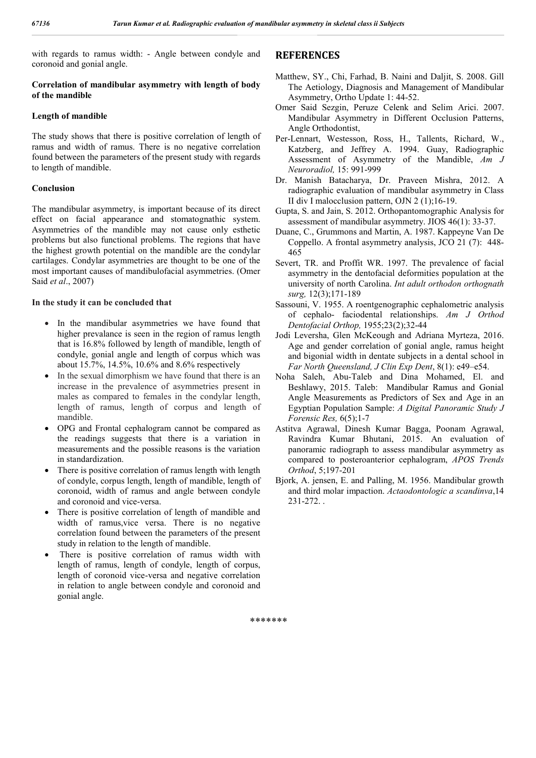with regards to ramus width: - Angle between condyle and coronoid and gonial angle.

**Correlation of mandibular asymmetry with length of body of the mandible**

**Length of mandible**

The study shows that there is positive correlation of length of ramus and width of ramus. There is no negative correlation found between the parameters of the present study with regards to length of mandible.

**Conclusion**

The mandibular asymmetry, is important because of its direct effect on facial appearance and stomatognathic system. Asymmetries of the mandible may not cause only esthetic problems but also functional problems. The regions that have the highest growth potential on the mandible are the condylar cartilages. Condylar asymmetries are thought to be one of the most important causes of mandibulofacial asymmetries. (Omer Said *et al*., 2007)

**In the study it can be concluded that**

- In the mandibular asymmetries we have found that higher prevalance is seen in the region of ramus length that is 16.8% followed by length of mandible, length of condyle, gonial angle and length of corpus which was about 15.7%, 14.5%, 10.6% and 8.6% respectively
- In the sexual dimorphism we have found that there is an increase in the prevalence of asymmetries present in males as compared to females in the condylar length, length of ramus, length of corpus and length of mandible.
- OPG and Frontal cephalogram cannot be compared as the readings suggests that there is a variation in measurements and the possible reasons is the variation in standardization.
- There is positive correlation of ramus length with length of condyle, corpus length, length of mandible, length of coronoid, width of ramus and angle between condyle and coronoid and vice-versa.
- There is positive correlation of length of mandible and width of ramus,vice versa. There is no negative correlation found between the parameters of the present study in relation to the length of mandible.
- There is positive correlation of ramus width with length of ramus, length of condyle, length of corpus, length of coronoid vice-versa and negative correlation in relation to angle between condyle and coronoid and gonial angle.

## REFERENCES

Matthew, SY., Chi, Farhad, B. Naini and Daljit, S. 2008. Gill The Aetiology, Diagnosis and Management of Mandibular Asymmetry, Ortho Update 1: 44-52.

Omer Said Sezgin, Peruze Celenk and Selim Arici. 2007. Mandibular Asymmetry in Different Occlusion Patterns, Angle Orthodontist,

Per-Lennart, Westesson, Ross, H., Tallents, Richard, W., Katzberg, and Jeffrey A. 1994. Guay, Radiographic Assessment of Asymmetry of the Mandible, *Am J Neuroradiol,* 15: 991-999

Dr. Manish Batacharya, Dr. Praveen Mishra, 2012. A radiographic evaluation of mandibular asymmetry in Class II div I malocclusion pattern, OJN 2 (1);16-19.

Gupta, S. and Jain, S. 2012. Orthopantomographic Analysis for assessment of mandibular asymmetry. JIOS 46(1): 33-37.

Duane, C., Grummons and Martin, A. 1987. Kappeyne Van De Coppello. A frontal asymmetry analysis, JCO 21 (7): 448-465

Severt, TR. and Proffit WR. 1997. The prevalence of facial asymmetry in the dentofacial deformities population at the university of north Carolina. *Int adult orthodon orthognath surg,* 12(3);171-189

Sassouni, V. 1955. A roentgenographic cephalometric analysis of cephalo- faciodental relationships. *Am J Orthod Dentofacial Orthop,* 1955;23(2);32-44

Jodi Leversha, Glen McKeough and Adriana Myrteza, 2016. Age and gender correlation of gonial angle, ramus height and bigonial width in dentate subjects in a dental school in *Far North Queensland, J Clin Exp Dent*, 8(1): e49–e54.

Noha Saleh, Abu-Taleb and Dina Mohamed, El. and Beshlawy, 2015. Taleb: Mandibular Ramus and Gonial Angle Measurements as Predictors of Sex and Age in an Egyptian Population Sample: *A Digital Panoramic Study J Forensic Res,* 6(5);1-7

Astitva Agrawal, Dinesh Kumar Bagga, Poonam Agrawal, Ravindra Kumar Bhutani, 2015. An evaluation of panoramic radiograph to assess mandibular asymmetry as compared to posteroanterior cephalogram, *APOS Trends Orthod*, 5;197-201

Bjork, A. jensen, E. and Palling, M. 1956. Mandibular growth and third molar impaction. *Actaodontologic a scandinva*,14 231-272. .

*******